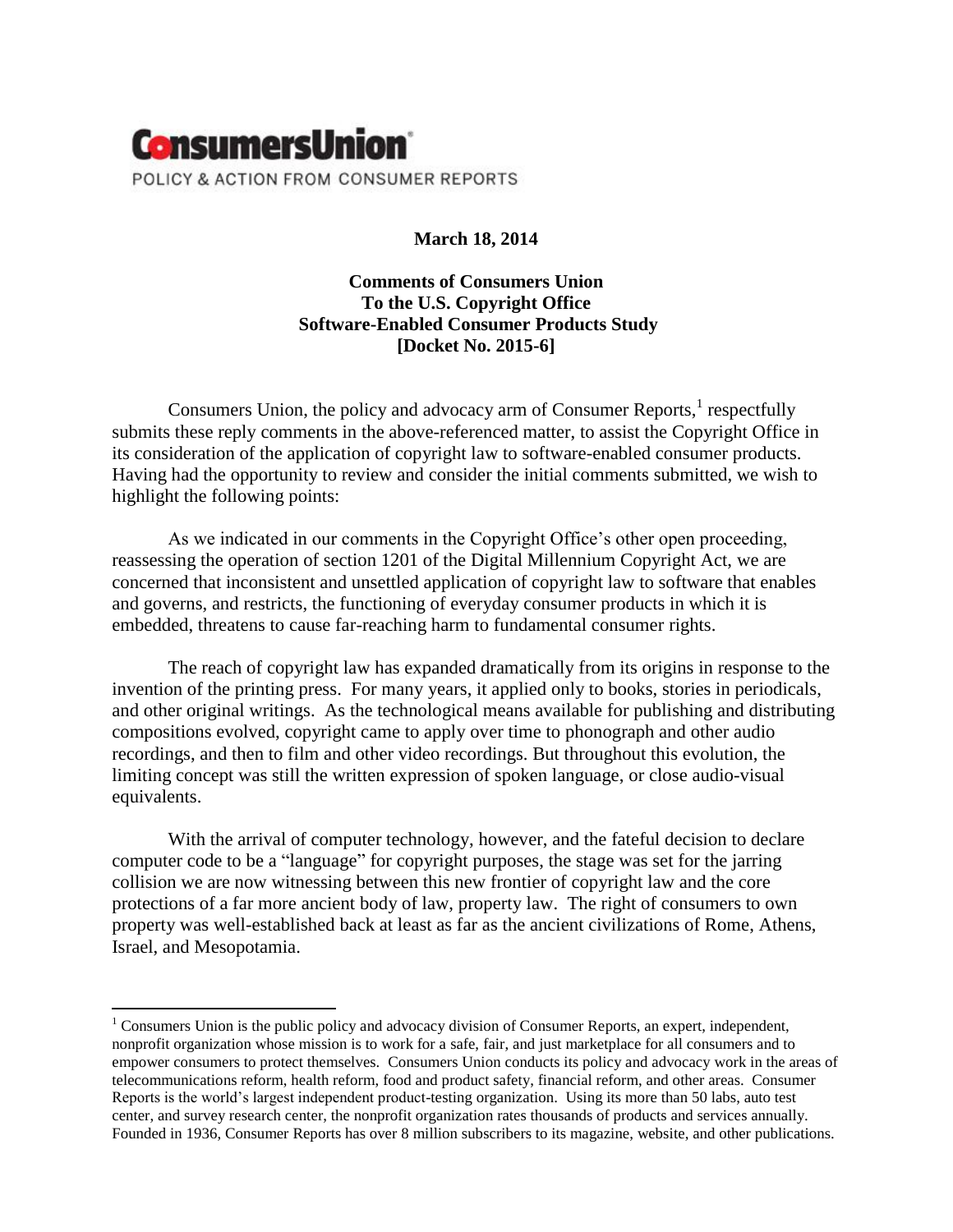**ConsumersUnion**

POLICY & ACTION FROM CONSUMER REPORTS

**March 18, 2014**

**Comments of Consumers Union**
**To the U.S. Copyright Office**
**Software-Enabled Consumer Products Study**
**[Docket No. 2015-6]**

Consumers Union, the policy and advocacy arm of Consumer Reports,[1] respectfully submits these reply comments in the above-referenced matter, to assist the Copyright Office in its consideration of the application of copyright law to software-enabled consumer products. Having had the opportunity to review and consider the initial comments submitted, we wish to highlight the following points:

As we indicated in our comments in the Copyright Office's other open proceeding, reassessing the operation of section 1201 of the Digital Millennium Copyright Act, we are concerned that inconsistent and unsettled application of copyright law to software that enables and governs, and restricts, the functioning of everyday consumer products in which it is embedded, threatens to cause far-reaching harm to fundamental consumer rights.

The reach of copyright law has expanded dramatically from its origins in response to the invention of the printing press. For many years, it applied only to books, stories in periodicals, and other original writings. As the technological means available for publishing and distributing compositions evolved, copyright came to apply over time to phonograph and other audio recordings, and then to film and other video recordings. But throughout this evolution, the limiting concept was still the written expression of spoken language, or close audio-visual equivalents.

With the arrival of computer technology, however, and the fateful decision to declare computer code to be a "language" for copyright purposes, the stage was set for the jarring collision we are now witnessing between this new frontier of copyright law and the core protections of a far more ancient body of law, property law. The right of consumers to own property was well-established back at least as far as the ancient civilizations of Rome, Athens, Israel, and Mesopotamia.

---

[1] Consumers Union is the public policy and advocacy division of Consumer Reports, an expert, independent, nonprofit organization whose mission is to work for a safe, fair, and just marketplace for all consumers and to empower consumers to protect themselves. Consumers Union conducts its policy and advocacy work in the areas of telecommunications reform, health reform, food and product safety, financial reform, and other areas. Consumer Reports is the world's largest independent product-testing organization. Using its more than 50 labs, auto test center, and survey research center, the nonprofit organization rates thousands of products and services annually. Founded in 1936, Consumer Reports has over 8 million subscribers to its magazine, website, and other publications.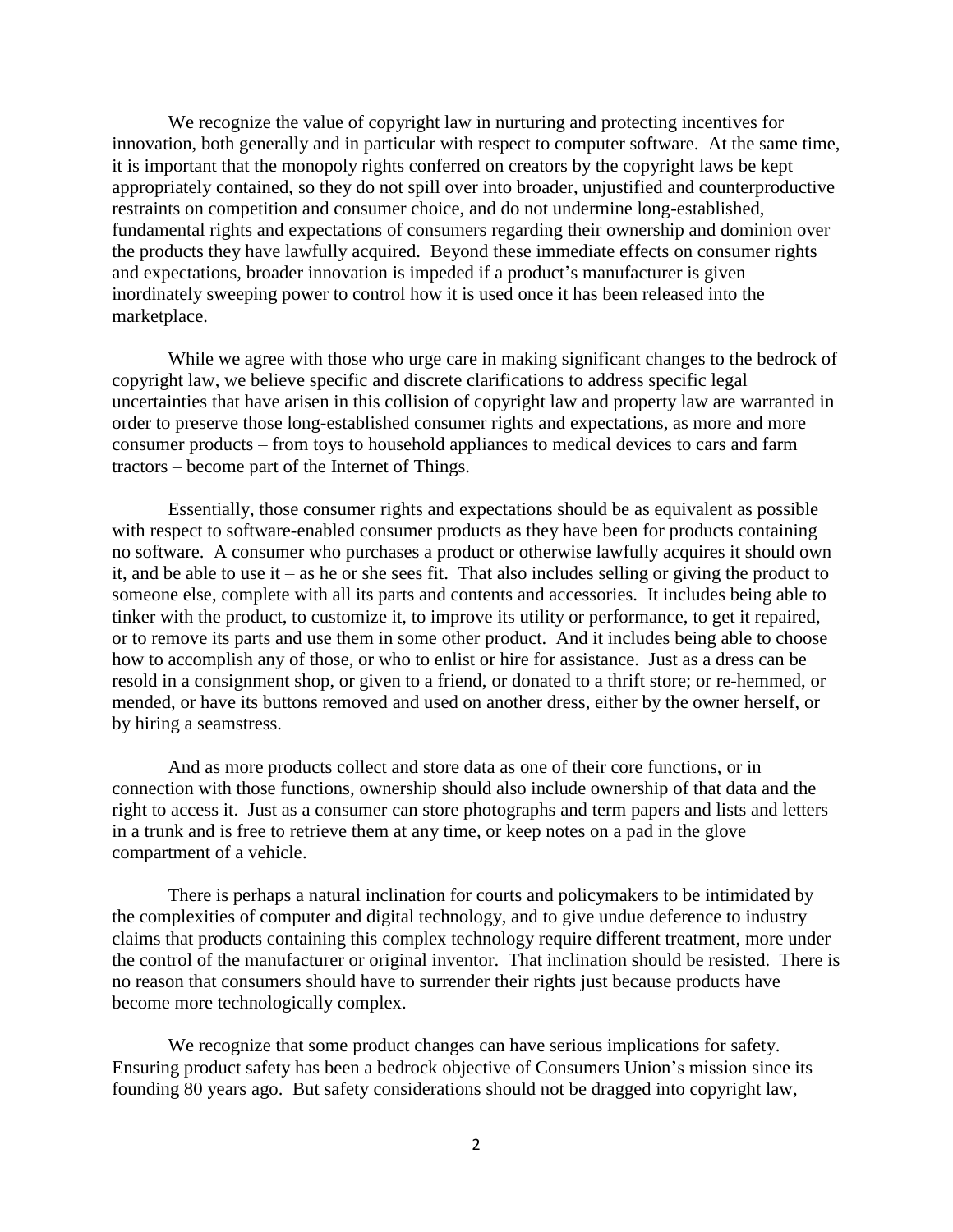We recognize the value of copyright law in nurturing and protecting incentives for innovation, both generally and in particular with respect to computer software. At the same time, it is important that the monopoly rights conferred on creators by the copyright laws be kept appropriately contained, so they do not spill over into broader, unjustified and counterproductive restraints on competition and consumer choice, and do not undermine long-established, fundamental rights and expectations of consumers regarding their ownership and dominion over the products they have lawfully acquired. Beyond these immediate effects on consumer rights and expectations, broader innovation is impeded if a product's manufacturer is given inordinately sweeping power to control how it is used once it has been released into the marketplace.

While we agree with those who urge care in making significant changes to the bedrock of copyright law, we believe specific and discrete clarifications to address specific legal uncertainties that have arisen in this collision of copyright law and property law are warranted in order to preserve those long-established consumer rights and expectations, as more and more consumer products – from toys to household appliances to medical devices to cars and farm tractors – become part of the Internet of Things.

Essentially, those consumer rights and expectations should be as equivalent as possible with respect to software-enabled consumer products as they have been for products containing no software. A consumer who purchases a product or otherwise lawfully acquires it should own it, and be able to use it – as he or she sees fit. That also includes selling or giving the product to someone else, complete with all its parts and contents and accessories. It includes being able to tinker with the product, to customize it, to improve its utility or performance, to get it repaired, or to remove its parts and use them in some other product. And it includes being able to choose how to accomplish any of those, or who to enlist or hire for assistance. Just as a dress can be resold in a consignment shop, or given to a friend, or donated to a thrift store; or re-hemmed, or mended, or have its buttons removed and used on another dress, either by the owner herself, or by hiring a seamstress.

And as more products collect and store data as one of their core functions, or in connection with those functions, ownership should also include ownership of that data and the right to access it. Just as a consumer can store photographs and term papers and lists and letters in a trunk and is free to retrieve them at any time, or keep notes on a pad in the glove compartment of a vehicle.

There is perhaps a natural inclination for courts and policymakers to be intimidated by the complexities of computer and digital technology, and to give undue deference to industry claims that products containing this complex technology require different treatment, more under the control of the manufacturer or original inventor. That inclination should be resisted. There is no reason that consumers should have to surrender their rights just because products have become more technologically complex.

We recognize that some product changes can have serious implications for safety. Ensuring product safety has been a bedrock objective of Consumers Union's mission since its founding 80 years ago. But safety considerations should not be dragged into copyright law,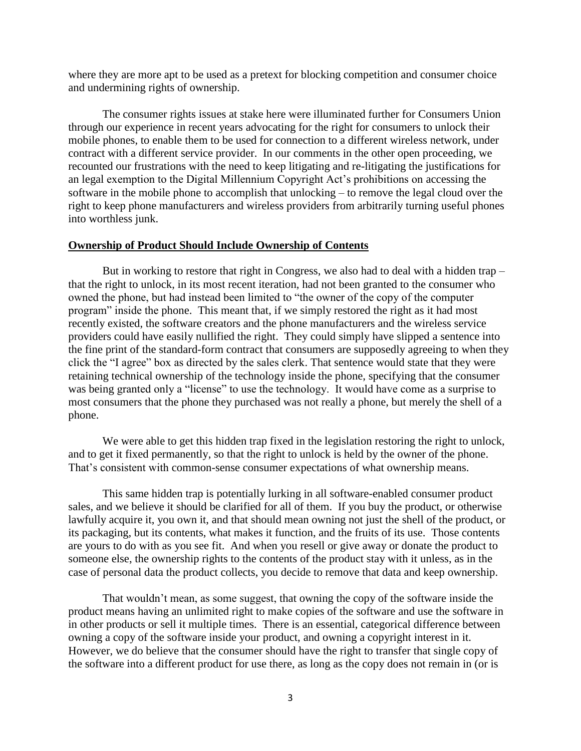where they are more apt to be used as a pretext for blocking competition and consumer choice and undermining rights of ownership.

The consumer rights issues at stake here were illuminated further for Consumers Union through our experience in recent years advocating for the right for consumers to unlock their mobile phones, to enable them to be used for connection to a different wireless network, under contract with a different service provider. In our comments in the other open proceeding, we recounted our frustrations with the need to keep litigating and re-litigating the justifications for an legal exemption to the Digital Millennium Copyright Act's prohibitions on accessing the software in the mobile phone to accomplish that unlocking – to remove the legal cloud over the right to keep phone manufacturers and wireless providers from arbitrarily turning useful phones into worthless junk.

**Ownership of Product Should Include Ownership of Contents**

But in working to restore that right in Congress, we also had to deal with a hidden trap – that the right to unlock, in its most recent iteration, had not been granted to the consumer who owned the phone, but had instead been limited to "the owner of the copy of the computer program" inside the phone. This meant that, if we simply restored the right as it had most recently existed, the software creators and the phone manufacturers and the wireless service providers could have easily nullified the right. They could simply have slipped a sentence into the fine print of the standard-form contract that consumers are supposedly agreeing to when they click the "I agree" box as directed by the sales clerk. That sentence would state that they were retaining technical ownership of the technology inside the phone, specifying that the consumer was being granted only a "license" to use the technology. It would have come as a surprise to most consumers that the phone they purchased was not really a phone, but merely the shell of a phone.

We were able to get this hidden trap fixed in the legislation restoring the right to unlock, and to get it fixed permanently, so that the right to unlock is held by the owner of the phone. That's consistent with common-sense consumer expectations of what ownership means.

This same hidden trap is potentially lurking in all software-enabled consumer product sales, and we believe it should be clarified for all of them. If you buy the product, or otherwise lawfully acquire it, you own it, and that should mean owning not just the shell of the product, or its packaging, but its contents, what makes it function, and the fruits of its use. Those contents are yours to do with as you see fit. And when you resell or give away or donate the product to someone else, the ownership rights to the contents of the product stay with it unless, as in the case of personal data the product collects, you decide to remove that data and keep ownership.

That wouldn't mean, as some suggest, that owning the copy of the software inside the product means having an unlimited right to make copies of the software and use the software in in other products or sell it multiple times. There is an essential, categorical difference between owning a copy of the software inside your product, and owning a copyright interest in it. However, we do believe that the consumer should have the right to transfer that single copy of the software into a different product for use there, as long as the copy does not remain in (or is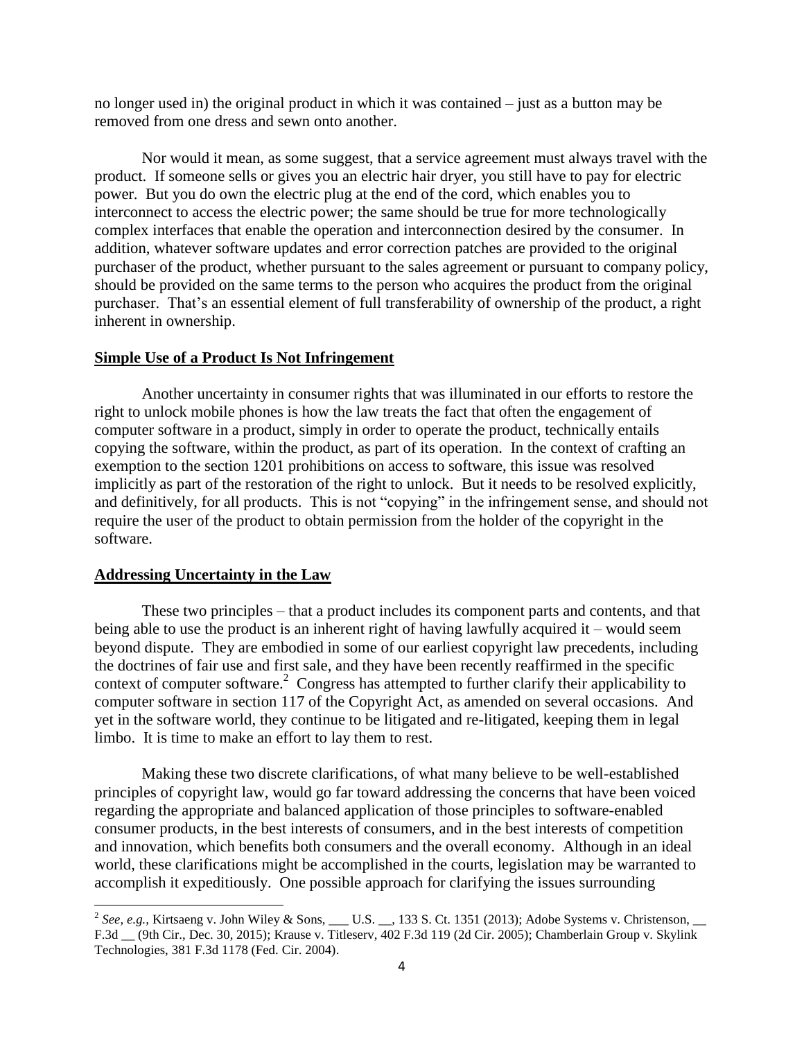no longer used in) the original product in which it was contained – just as a button may be removed from one dress and sewn onto another.

Nor would it mean, as some suggest, that a service agreement must always travel with the product. If someone sells or gives you an electric hair dryer, you still have to pay for electric power. But you do own the electric plug at the end of the cord, which enables you to interconnect to access the electric power; the same should be true for more technologically complex interfaces that enable the operation and interconnection desired by the consumer. In addition, whatever software updates and error correction patches are provided to the original purchaser of the product, whether pursuant to the sales agreement or pursuant to company policy, should be provided on the same terms to the person who acquires the product from the original purchaser. That's an essential element of full transferability of ownership of the product, a right inherent in ownership.

## Simple Use of a Product Is Not Infringement

Another uncertainty in consumer rights that was illuminated in our efforts to restore the right to unlock mobile phones is how the law treats the fact that often the engagement of computer software in a product, simply in order to operate the product, technically entails copying the software, within the product, as part of its operation. In the context of crafting an exemption to the section 1201 prohibitions on access to software, this issue was resolved implicitly as part of the restoration of the right to unlock. But it needs to be resolved explicitly, and definitively, for all products. This is not "copying" in the infringement sense, and should not require the user of the product to obtain permission from the holder of the copyright in the software.

## Addressing Uncertainty in the Law

These two principles – that a product includes its component parts and contents, and that being able to use the product is an inherent right of having lawfully acquired it – would seem beyond dispute. They are embodied in some of our earliest copyright law precedents, including the doctrines of fair use and first sale, and they have been recently reaffirmed in the specific context of computer software.[2] Congress has attempted to further clarify their applicability to computer software in section 117 of the Copyright Act, as amended on several occasions. And yet in the software world, they continue to be litigated and re-litigated, keeping them in legal limbo. It is time to make an effort to lay them to rest.

Making these two discrete clarifications, of what many believe to be well-established principles of copyright law, would go far toward addressing the concerns that have been voiced regarding the appropriate and balanced application of those principles to software-enabled consumer products, in the best interests of consumers, and in the best interests of competition and innovation, which benefits both consumers and the overall economy. Although in an ideal world, these clarifications might be accomplished in the courts, legislation may be warranted to accomplish it expeditiously. One possible approach for clarifying the issues surrounding

---

[2] *See, e.g.,* Kirtsaeng v. John Wiley & Sons, ___ U.S. __, 133 S. Ct. 1351 (2013); Adobe Systems v. Christenson, __ F.3d __ (9th Cir., Dec. 30, 2015); Krause v. Titleserv, 402 F.3d 119 (2d Cir. 2005); Chamberlain Group v. Skylink Technologies, 381 F.3d 1178 (Fed. Cir. 2004).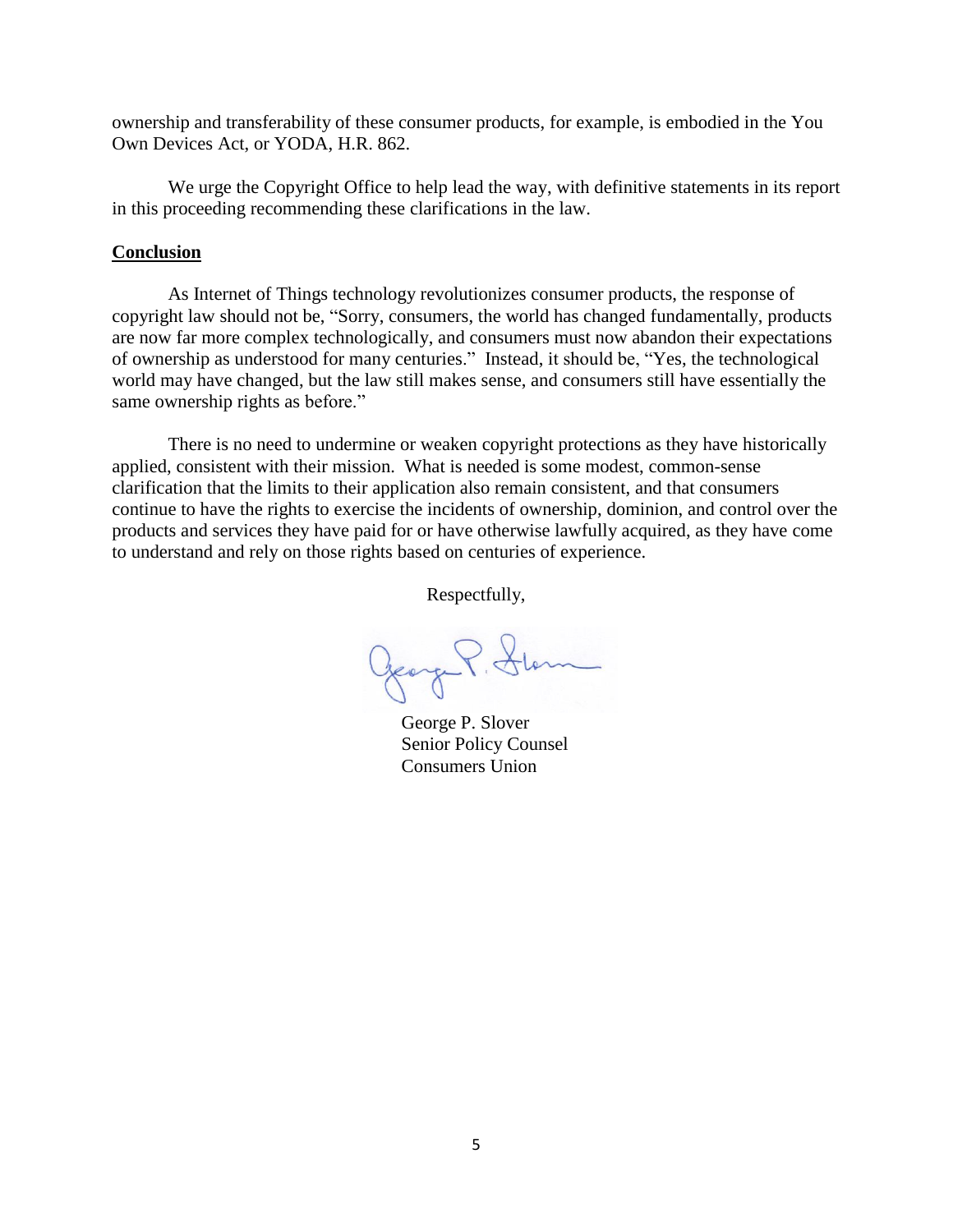ownership and transferability of these consumer products, for example, is embodied in the You Own Devices Act, or YODA, H.R. 862.

We urge the Copyright Office to help lead the way, with definitive statements in its report in this proceeding recommending these clarifications in the law.

## Conclusion

As Internet of Things technology revolutionizes consumer products, the response of copyright law should not be, "Sorry, consumers, the world has changed fundamentally, products are now far more complex technologically, and consumers must now abandon their expectations of ownership as understood for many centuries." Instead, it should be, "Yes, the technological world may have changed, but the law still makes sense, and consumers still have essentially the same ownership rights as before."

There is no need to undermine or weaken copyright protections as they have historically applied, consistent with their mission. What is needed is some modest, common-sense clarification that the limits to their application also remain consistent, and that consumers continue to have the rights to exercise the incidents of ownership, dominion, and control over the products and services they have paid for or have otherwise lawfully acquired, as they have come to understand and rely on those rights based on centuries of experience.

Respectfully,

George P. Slover
Senior Policy Counsel
Consumers Union